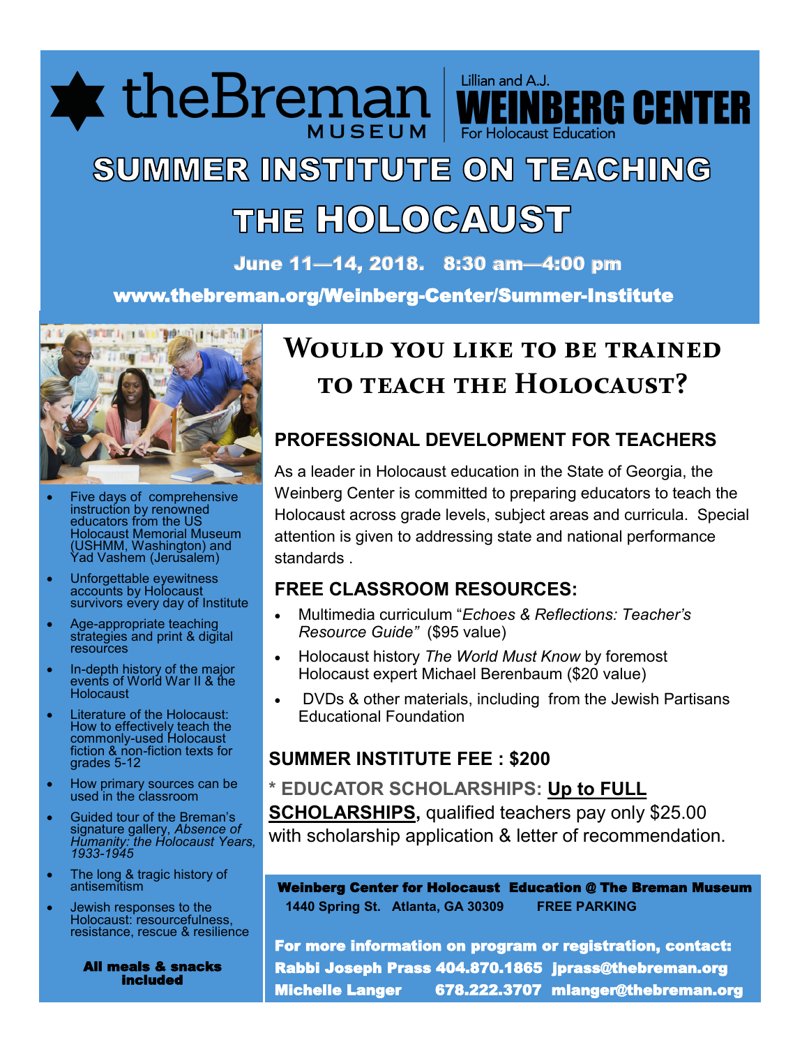theBreman MUSEUM | Lillian and A.J. WEINBERG CENTER For Holocaust Education

# SUMMER INSTITUTE ON TEACHING THE HOLOCAUST

**June 11—14, 2018. 8:30 am—4:00 pm**

**www.thebreman.org/Weinberg-Center/Summer-Institute**

- Five days of comprehensive instruction by renowned educators from the US Holocaust Memorial Museum (USHMM, Washington) and Yad Vashem (Jerusalem)
- Unforgettable eyewitness accounts by Holocaust survivors every day of Institute
- Age-appropriate teaching strategies and print & digital resources
- In-depth history of the major events of World War II & the Holocaust
- Literature of the Holocaust: How to effectively teach the commonly-used Holocaust fiction & non-fiction texts for grades 5-12
- How primary sources can be used in the classroom
- Guided tour of the Breman's signature gallery, *Absence of Humanity: the Holocaust Years, 1933-1945*
- The long & tragic history of antisemitism
- Jewish responses to the Holocaust: resourcefulness, resistance, rescue & resilience

**All meals & snacks included**

## Would you like to be trained to teach the Holocaust?

### PROFESSIONAL DEVELOPMENT FOR TEACHERS

As a leader in Holocaust education in the State of Georgia, the Weinberg Center is committed to preparing educators to teach the Holocaust across grade levels, subject areas and curricula. Special attention is given to addressing state and national performance standards .

### FREE CLASSROOM RESOURCES:

- Multimedia curriculum "*Echoes & Reflections: Teacher's Resource Guide*" ($95 value)
- Holocaust history *The World Must Know* by foremost Holocaust expert Michael Berenbaum ($20 value)
- DVDs & other materials, including from the Jewish Partisans Educational Foundation

### SUMMER INSTITUTE FEE : $200

**\* EDUCATOR SCHOLARSHIPS: Up to FULL SCHOLARSHIPS,** qualified teachers pay only $25.00 with scholarship application & letter of recommendation.

**Weinberg Center for Holocaust Education @ The Breman Museum**
**1440 Spring St. Atlanta, GA 30309 FREE PARKING**

**For more information on program or registration, contact:**
**Rabbi Joseph Prass 404.870.1865 jprass@thebreman.org**
**Michelle Langer 678.222.3707 mlanger@thebreman.org**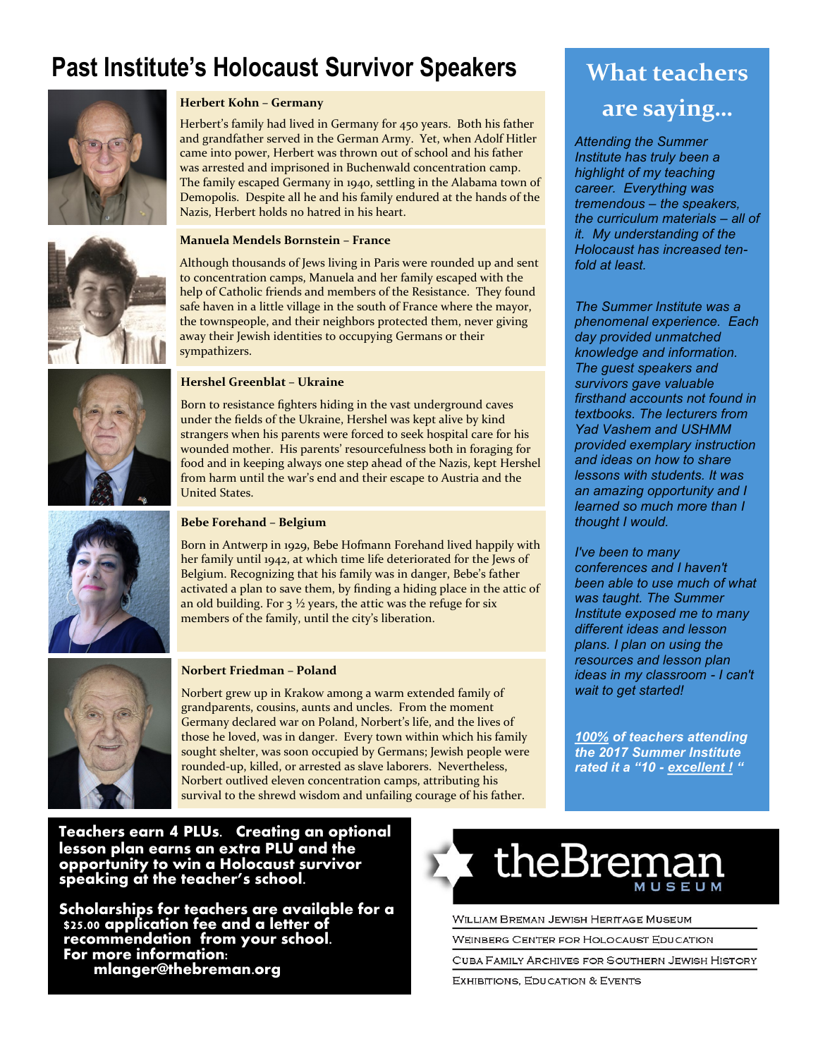# Past Institute's Holocaust Survivor Speakers

**Herbert Kohn – Germany**

Herbert's family had lived in Germany for 450 years. Both his father and grandfather served in the German Army. Yet, when Adolf Hitler came into power, Herbert was thrown out of school and his father was arrested and imprisoned in Buchenwald concentration camp. The family escaped Germany in 1940, settling in the Alabama town of Demopolis. Despite all he and his family endured at the hands of the Nazis, Herbert holds no hatred in his heart.

**Manuela Mendels Bornstein – France**

Although thousands of Jews living in Paris were rounded up and sent to concentration camps, Manuela and her family escaped with the help of Catholic friends and members of the Resistance. They found safe haven in a little village in the south of France where the mayor, the townspeople, and their neighbors protected them, never giving away their Jewish identities to occupying Germans or their sympathizers.

**Hershel Greenblat – Ukraine**

Born to resistance fighters hiding in the vast underground caves under the fields of the Ukraine, Hershel was kept alive by kind strangers when his parents were forced to seek hospital care for his wounded mother. His parents' resourcefulness both in foraging for food and in keeping always one step ahead of the Nazis, kept Hershel from harm until the war's end and their escape to Austria and the United States.

**Bebe Forehand – Belgium**

Born in Antwerp in 1929, Bebe Hofmann Forehand lived happily with her family until 1942, at which time life deteriorated for the Jews of Belgium. Recognizing that his family was in danger, Bebe's father activated a plan to save them, by finding a hiding place in the attic of an old building. For 3 ½ years, the attic was the refuge for six members of the family, until the city's liberation.

**Norbert Friedman – Poland**

Norbert grew up in Krakow among a warm extended family of grandparents, cousins, aunts and uncles. From the moment Germany declared war on Poland, Norbert's life, and the lives of those he loved, was in danger. Every town within which his family sought shelter, was soon occupied by Germans; Jewish people were rounded-up, killed, or arrested as slave laborers. Nevertheless, Norbert outlived eleven concentration camps, attributing his survival to the shrewd wisdom and unfailing courage of his father.

## What teachers are saying…

*Attending the Summer Institute has truly been a highlight of my teaching career. Everything was tremendous – the speakers, the curriculum materials – all of it. My understanding of the Holocaust has increased ten-fold at least.*

*The Summer Institute was a phenomenal experience. Each day provided unmatched knowledge and information. The guest speakers and survivors gave valuable firsthand accounts not found in textbooks. The lecturers from Yad Vashem and USHMM provided exemplary instruction and ideas on how to share lessons with students. It was an amazing opportunity and I learned so much more than I thought I would.*

*I've been to many conferences and I haven't been able to use much of what was taught. The Summer Institute exposed me to many different ideas and lesson plans. I plan on using the resources and lesson plan ideas in my classroom - I can't wait to get started!*

***100%* of teachers attending the 2017 Summer Institute rated it a "10 - *excellent !* "**

**Teachers earn 4 PLUs. Creating an optional lesson plan earns an extra PLU and the opportunity to win a Holocaust survivor speaking at the teacher's school.**

**Scholarships for teachers are available for a $25.00 application fee and a letter of recommendation from your school.**
**For more information:**
**mlanger@thebreman.org**

theBreman MUSEUM

William Breman Jewish Heritage Museum

Weinberg Center for Holocaust Education

Cuba Family Archives for Southern Jewish History

Exhibitions, Education & Events